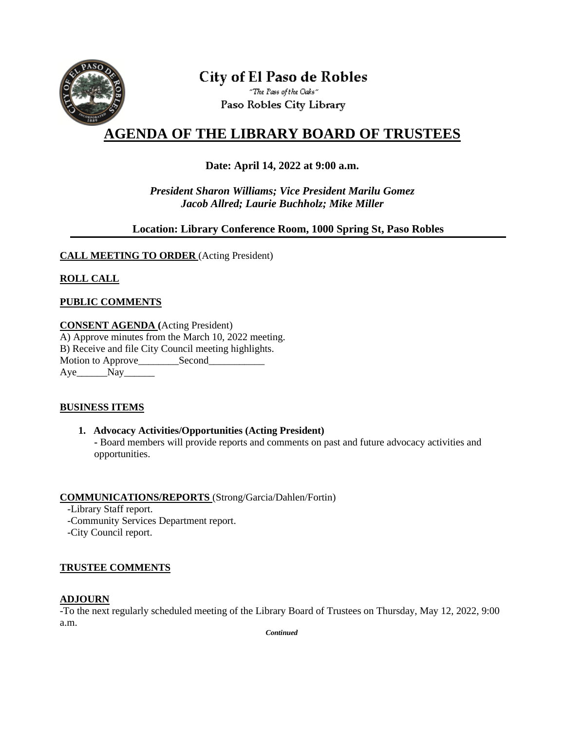City of El Paso de Robles

"The Pass of the Oaks"

Paso Robles City Library

# AGENDA OF THE LIBRARY BOARD OF TRUSTEES

**Date: April 14, 2022 at 9:00 a.m.**

***President Sharon Williams; Vice President Marilu Gomez***
***Jacob Allred; Laurie Buchholz; Mike Miller***

**Location: Library Conference Room, 1000 Spring St, Paso Robles**

---

**CALL MEETING TO ORDER** (Acting President)

**ROLL CALL**

**PUBLIC COMMENTS**

**CONSENT AGENDA (**Acting President)
A) Approve minutes from the March 10, 2022 meeting.
B) Receive and file City Council meeting highlights.
Motion to Approve________Second___________
Aye______Nay______

**BUSINESS ITEMS**

1. **Advocacy Activities/Opportunities (Acting President)**
   - Board members will provide reports and comments on past and future advocacy activities and opportunities.

**COMMUNICATIONS/REPORTS** (Strong/Garcia/Dahlen/Fortin)
-Library Staff report.
-Community Services Department report.
-City Council report.

**TRUSTEE COMMENTS**

**ADJOURN**
-To the next regularly scheduled meeting of the Library Board of Trustees on Thursday, May 12, 2022, 9:00 a.m.

***Continued***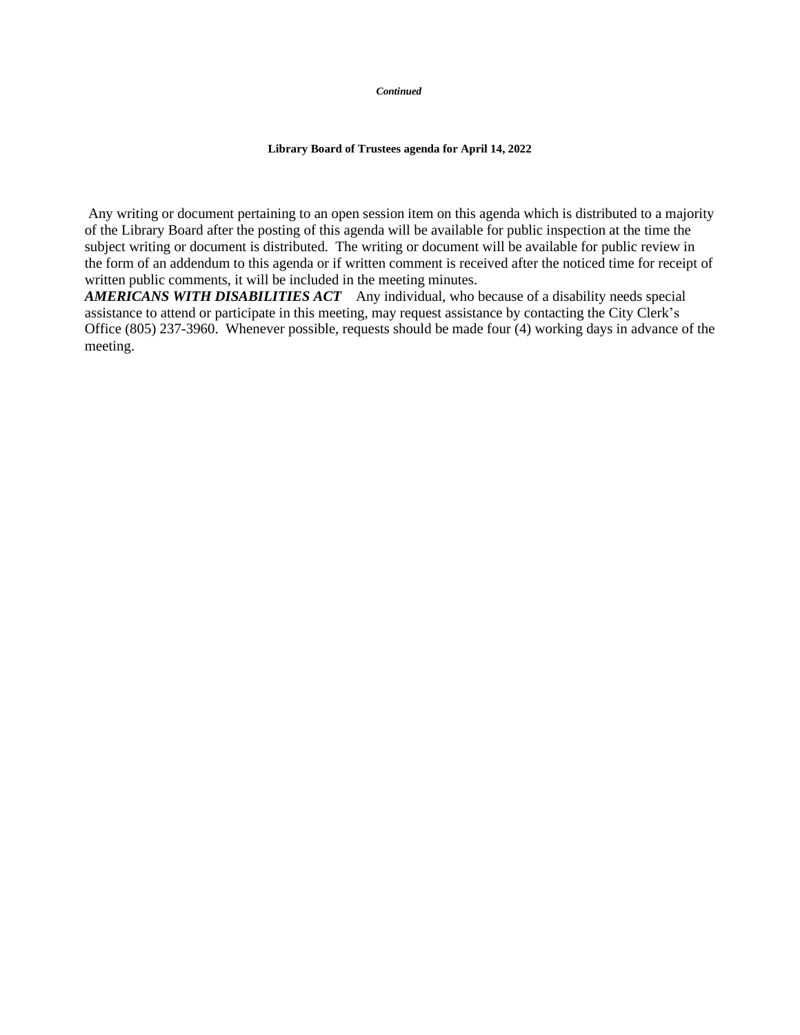***Continued***

**Library Board of Trustees agenda for April 14, 2022**

Any writing or document pertaining to an open session item on this agenda which is distributed to a majority of the Library Board after the posting of this agenda will be available for public inspection at the time the subject writing or document is distributed. The writing or document will be available for public review in the form of an addendum to this agenda or if written comment is received after the noticed time for receipt of written public comments, it will be included in the meeting minutes.

***AMERICANS WITH DISABILITIES ACT*** Any individual, who because of a disability needs special assistance to attend or participate in this meeting, may request assistance by contacting the City Clerk's Office (805) 237-3960. Whenever possible, requests should be made four (4) working days in advance of the meeting.